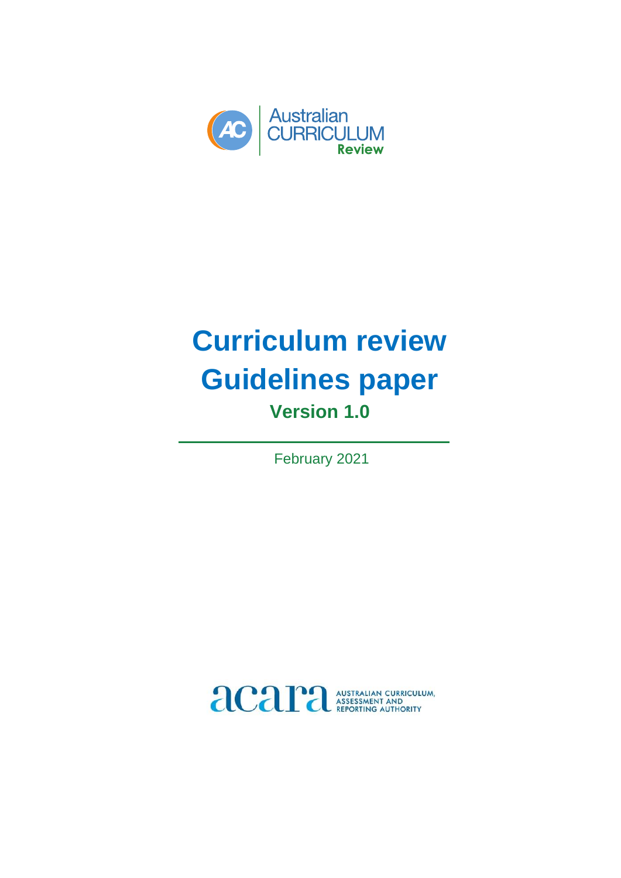Australian CURRICULUM Review

# Curriculum review Guidelines paper

## Version 1.0

February 2021

AUSTRALIAN CURRICULUM, ASSESSMENT AND REPORTING AUTHORITY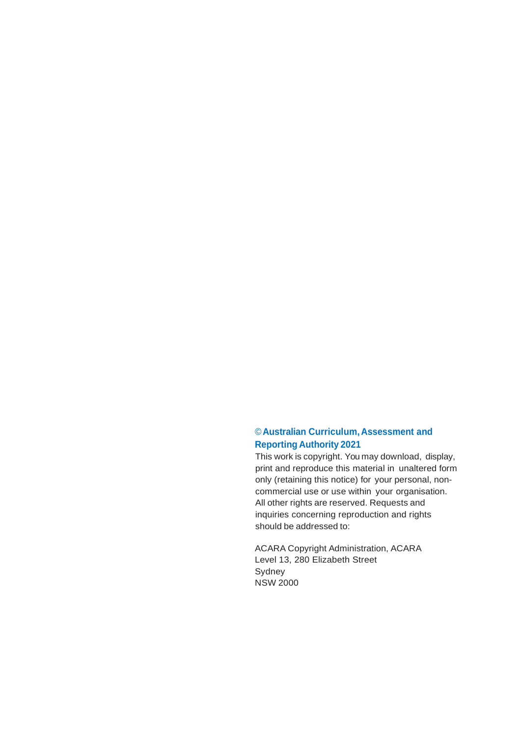**© Australian Curriculum, Assessment and Reporting Authority 2021**

This work is copyright. You may download, display, print and reproduce this material in unaltered form only (retaining this notice) for your personal, non-commercial use or use within your organisation. All other rights are reserved. Requests and inquiries concerning reproduction and rights should be addressed to:

ACARA Copyright Administration, ACARA
Level 13, 280 Elizabeth Street
Sydney
NSW 2000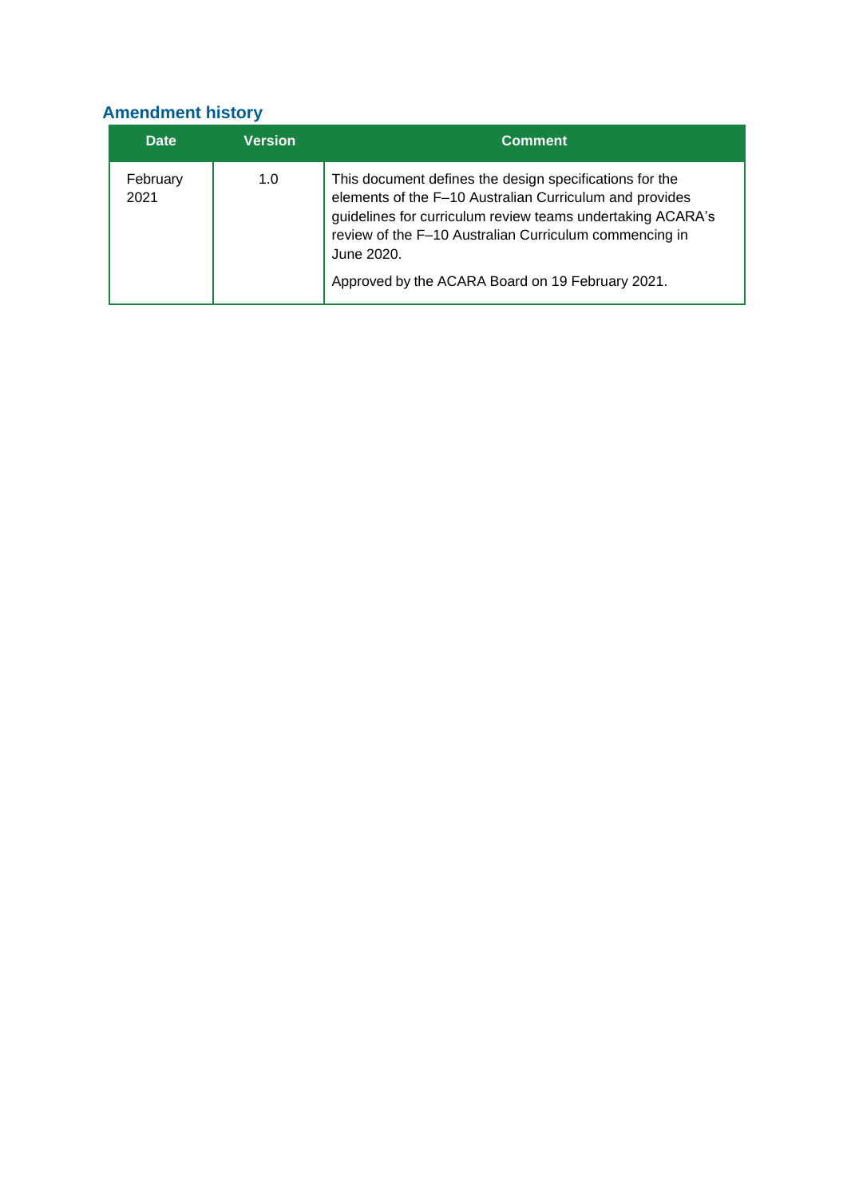## Amendment history

| Date | Version | Comment |
|---|---|---|
| February 2021 | 1.0 | This document defines the design specifications for the elements of the F–10 Australian Curriculum and provides guidelines for curriculum review teams undertaking ACARA's review of the F–10 Australian Curriculum commencing in June 2020.<br><br>Approved by the ACARA Board on 19 February 2021. |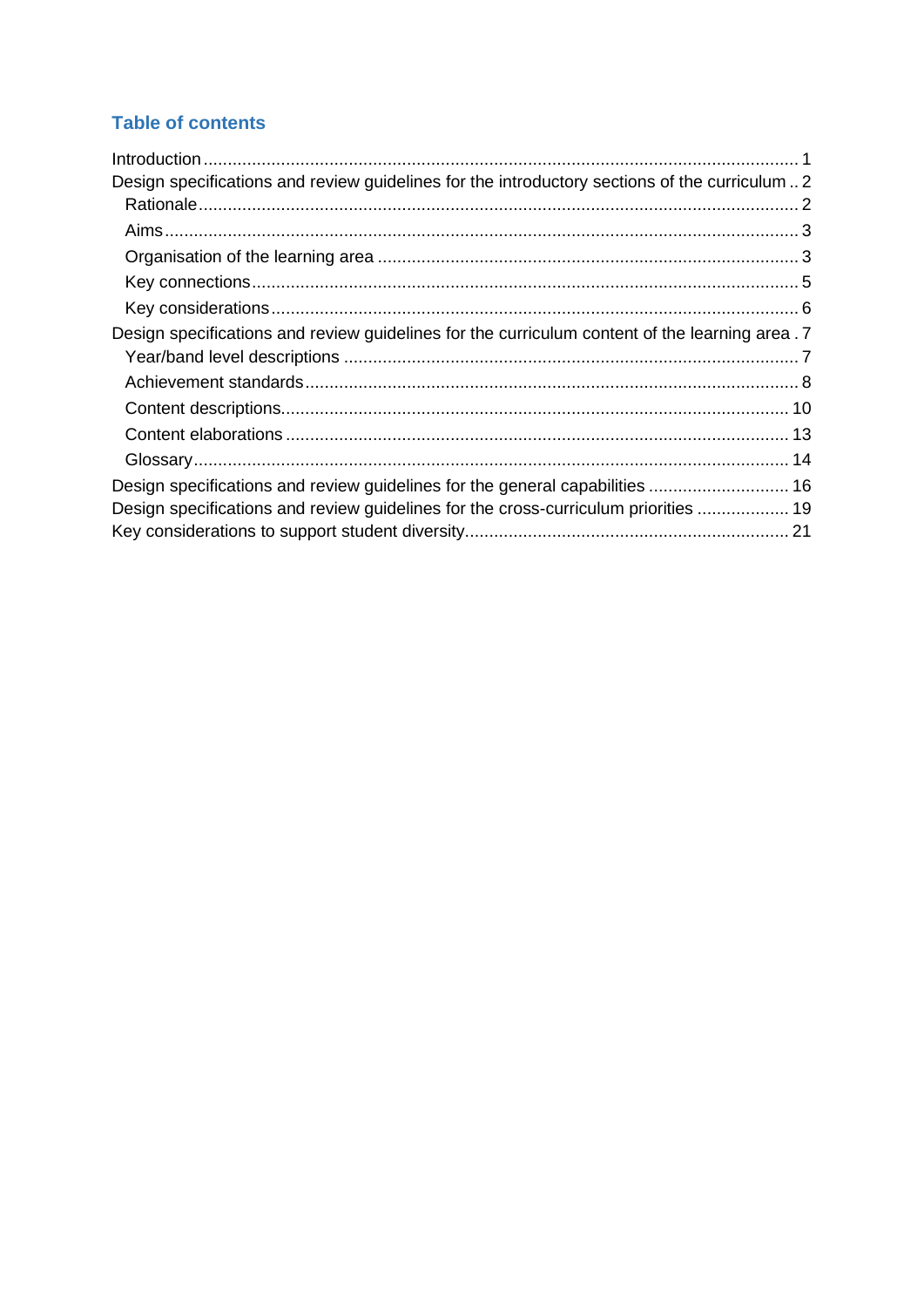## Table of contents

- Introduction ... 1
- Design specifications and review guidelines for the introductory sections of the curriculum ... 2
  - Rationale ... 2
  - Aims ... 3
  - Organisation of the learning area ... 3
  - Key connections ... 5
  - Key considerations ... 6
- Design specifications and review guidelines for the curriculum content of the learning area ... 7
  - Year/band level descriptions ... 7
  - Achievement standards ... 8
  - Content descriptions ... 10
  - Content elaborations ... 13
  - Glossary ... 14
- Design specifications and review guidelines for the general capabilities ... 16
- Design specifications and review guidelines for the cross-curriculum priorities ... 19
- Key considerations to support student diversity ... 21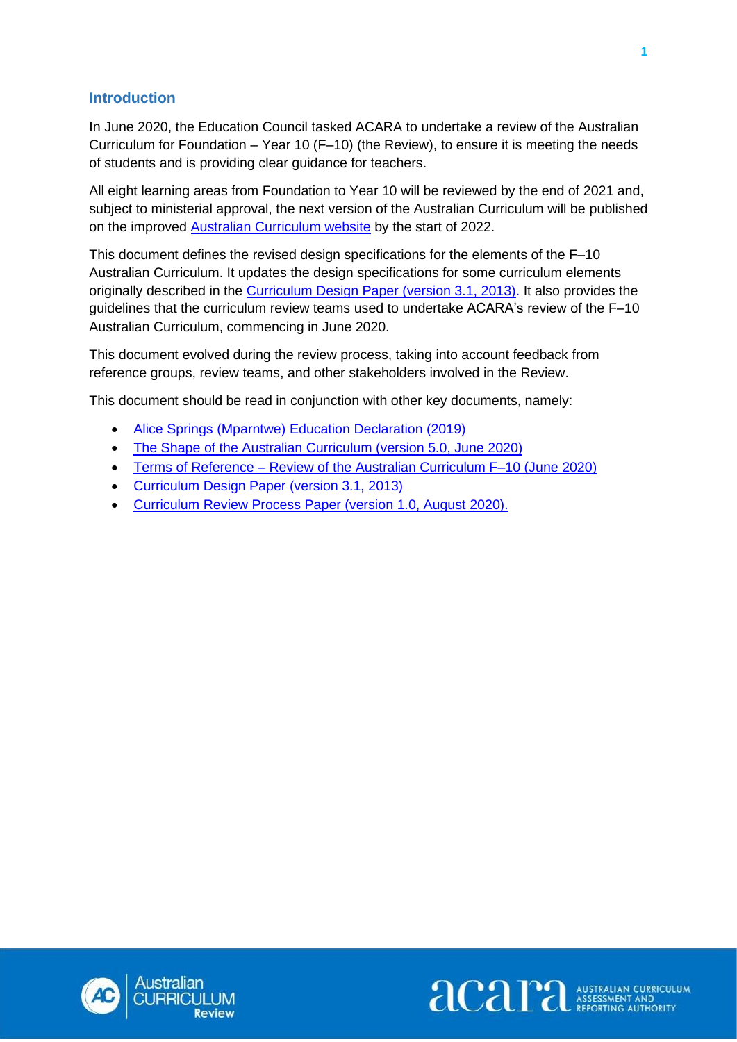## Introduction

In June 2020, the Education Council tasked ACARA to undertake a review of the Australian Curriculum for Foundation – Year 10 (F–10) (the Review), to ensure it is meeting the needs of students and is providing clear guidance for teachers.

All eight learning areas from Foundation to Year 10 will be reviewed by the end of 2021 and, subject to ministerial approval, the next version of the Australian Curriculum will be published on the improved Australian Curriculum website by the start of 2022.

This document defines the revised design specifications for the elements of the F–10 Australian Curriculum. It updates the design specifications for some curriculum elements originally described in the Curriculum Design Paper (version 3.1, 2013). It also provides the guidelines that the curriculum review teams used to undertake ACARA's review of the F–10 Australian Curriculum, commencing in June 2020.

This document evolved during the review process, taking into account feedback from reference groups, review teams, and other stakeholders involved in the Review.

This document should be read in conjunction with other key documents, namely:

- Alice Springs (Mparntwe) Education Declaration (2019)
- The Shape of the Australian Curriculum (version 5.0, June 2020)
- Terms of Reference – Review of the Australian Curriculum F–10 (June 2020)
- Curriculum Design Paper (version 3.1, 2013)
- Curriculum Review Process Paper (version 1.0, August 2020).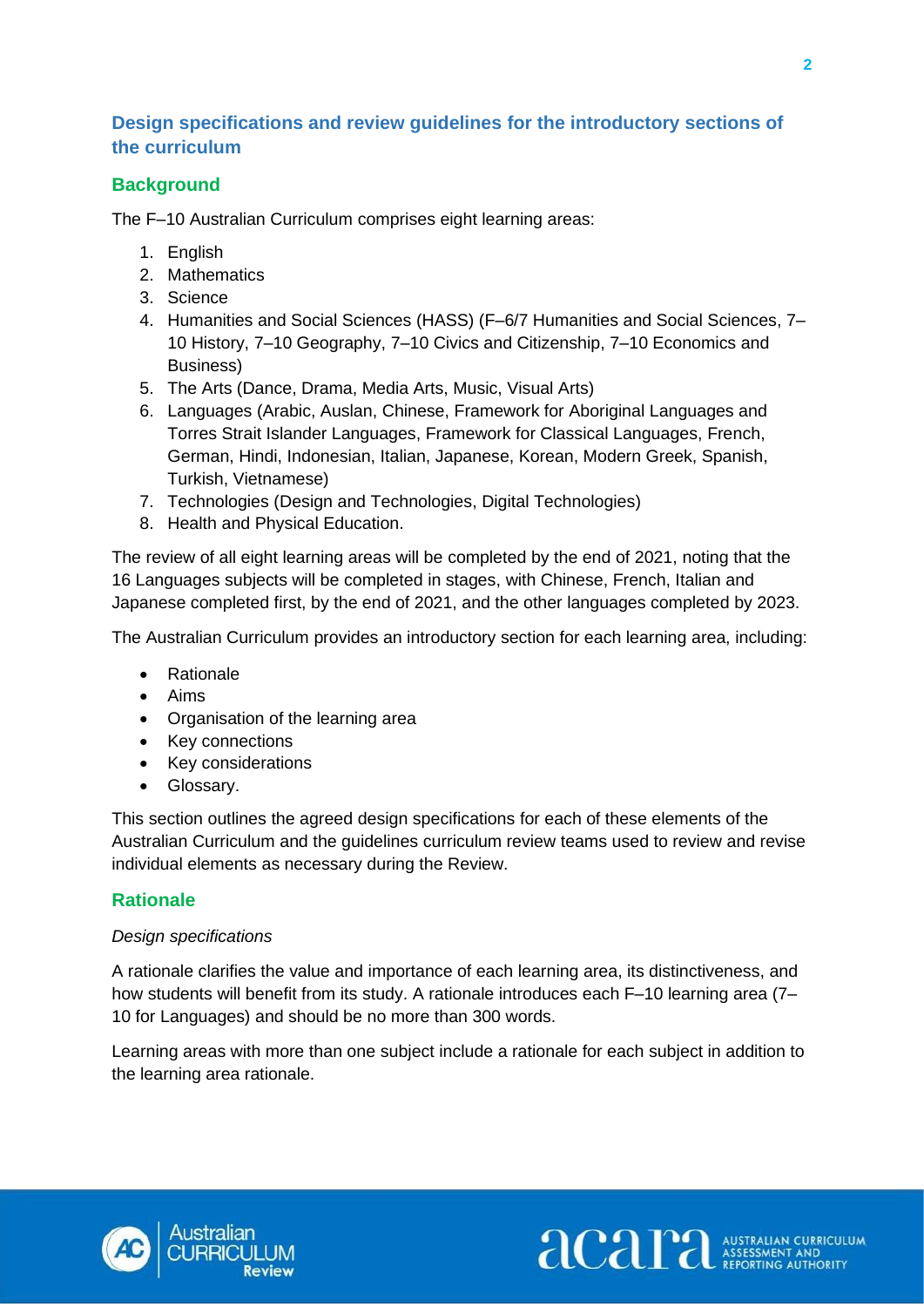## Design specifications and review guidelines for the introductory sections of the curriculum

### Background

The F–10 Australian Curriculum comprises eight learning areas:

1. English
2. Mathematics
3. Science
4. Humanities and Social Sciences (HASS) (F–6/7 Humanities and Social Sciences, 7–10 History, 7–10 Geography, 7–10 Civics and Citizenship, 7–10 Economics and Business)
5. The Arts (Dance, Drama, Media Arts, Music, Visual Arts)
6. Languages (Arabic, Auslan, Chinese, Framework for Aboriginal Languages and Torres Strait Islander Languages, Framework for Classical Languages, French, German, Hindi, Indonesian, Italian, Japanese, Korean, Modern Greek, Spanish, Turkish, Vietnamese)
7. Technologies (Design and Technologies, Digital Technologies)
8. Health and Physical Education.

The review of all eight learning areas will be completed by the end of 2021, noting that the 16 Languages subjects will be completed in stages, with Chinese, French, Italian and Japanese completed first, by the end of 2021, and the other languages completed by 2023.

The Australian Curriculum provides an introductory section for each learning area, including:

- Rationale
- Aims
- Organisation of the learning area
- Key connections
- Key considerations
- Glossary.

This section outlines the agreed design specifications for each of these elements of the Australian Curriculum and the guidelines curriculum review teams used to review and revise individual elements as necessary during the Review.

### Rationale

*Design specifications*

A rationale clarifies the value and importance of each learning area, its distinctiveness, and how students will benefit from its study. A rationale introduces each F–10 learning area (7–10 for Languages) and should be no more than 300 words.

Learning areas with more than one subject include a rationale for each subject in addition to the learning area rationale.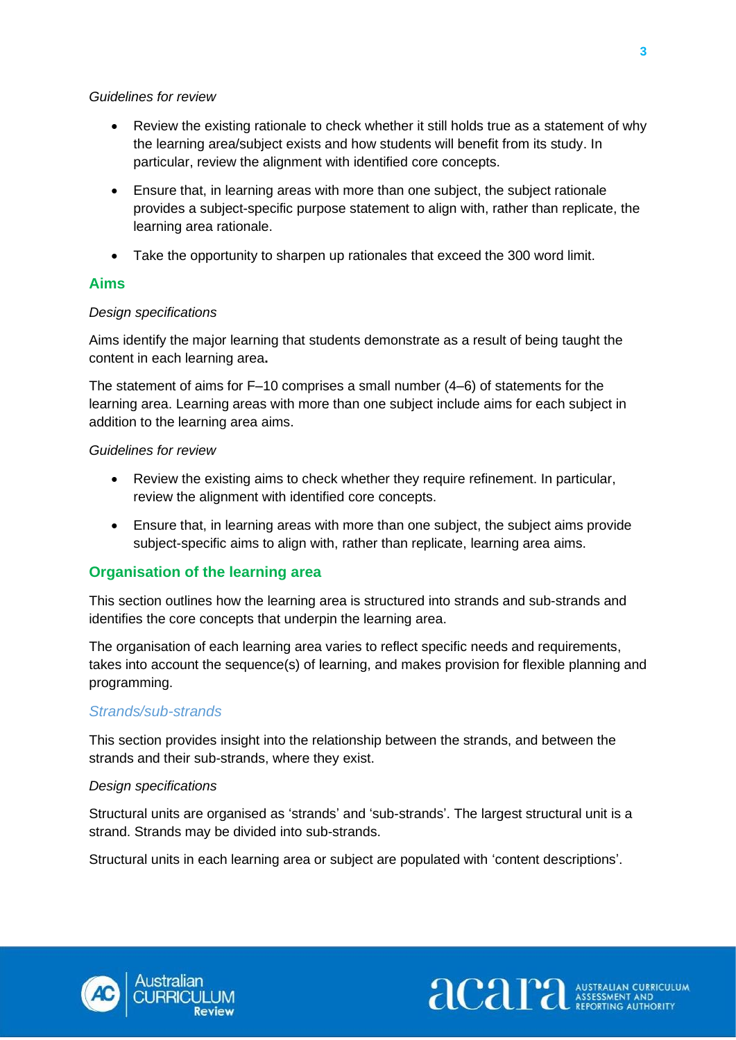*Guidelines for review*

- Review the existing rationale to check whether it still holds true as a statement of why the learning area/subject exists and how students will benefit from its study. In particular, review the alignment with identified core concepts.
- Ensure that, in learning areas with more than one subject, the subject rationale provides a subject-specific purpose statement to align with, rather than replicate, the learning area rationale.
- Take the opportunity to sharpen up rationales that exceed the 300 word limit.

## Aims

*Design specifications*

Aims identify the major learning that students demonstrate as a result of being taught the content in each learning area**.**

The statement of aims for F–10 comprises a small number (4–6) of statements for the learning area. Learning areas with more than one subject include aims for each subject in addition to the learning area aims.

*Guidelines for review*

- Review the existing aims to check whether they require refinement. In particular, review the alignment with identified core concepts.
- Ensure that, in learning areas with more than one subject, the subject aims provide subject-specific aims to align with, rather than replicate, learning area aims.

## Organisation of the learning area

This section outlines how the learning area is structured into strands and sub-strands and identifies the core concepts that underpin the learning area.

The organisation of each learning area varies to reflect specific needs and requirements, takes into account the sequence(s) of learning, and makes provision for flexible planning and programming.

### *Strands/sub-strands*

This section provides insight into the relationship between the strands, and between the strands and their sub-strands, where they exist.

*Design specifications*

Structural units are organised as 'strands' and 'sub-strands'. The largest structural unit is a strand. Strands may be divided into sub-strands.

Structural units in each learning area or subject are populated with 'content descriptions'.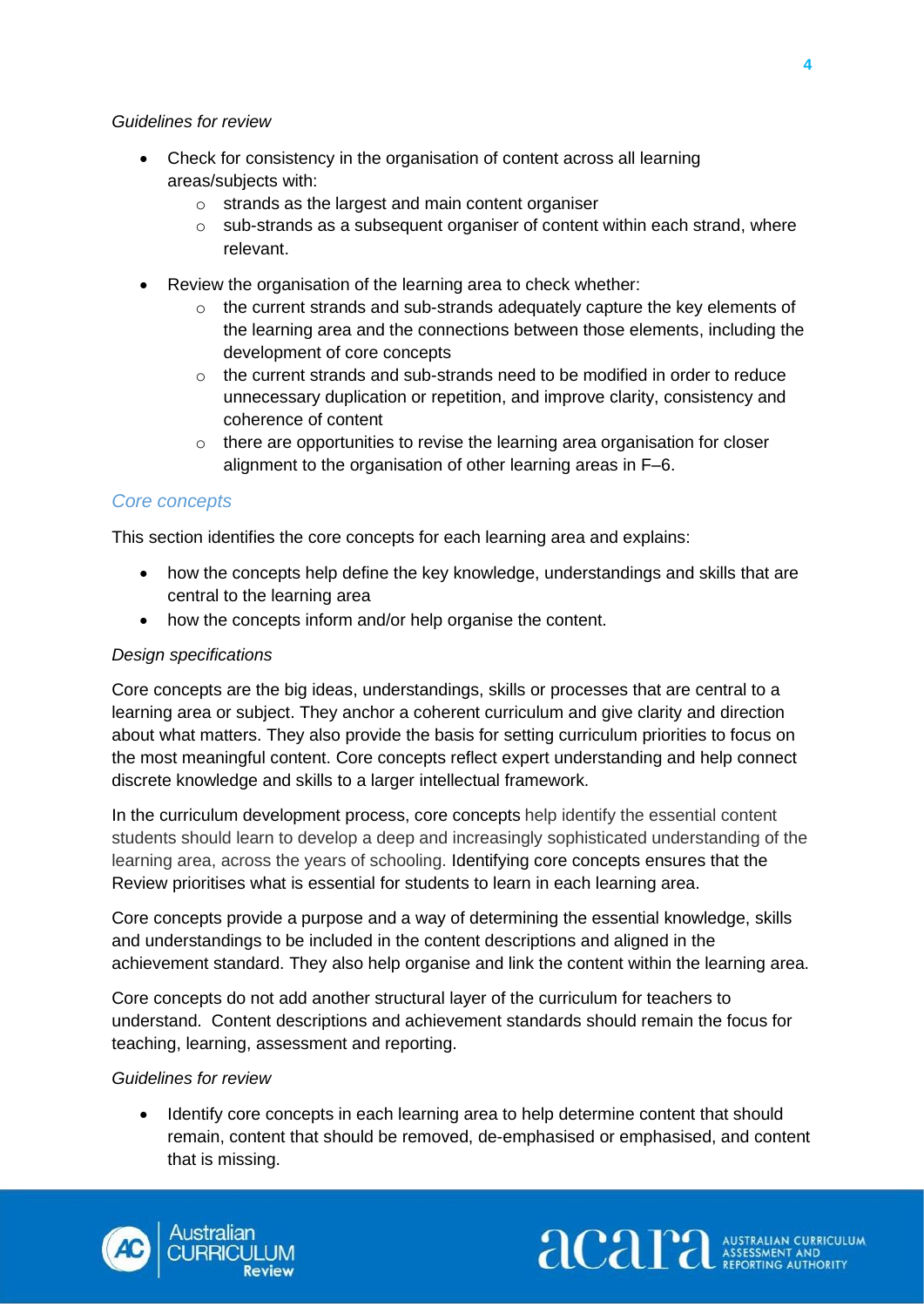*Guidelines for review*

- Check for consistency in the organisation of content across all learning areas/subjects with:
    - strands as the largest and main content organiser
    - sub-strands as a subsequent organiser of content within each strand, where relevant.
- Review the organisation of the learning area to check whether:
    - the current strands and sub-strands adequately capture the key elements of the learning area and the connections between those elements, including the development of core concepts
    - the current strands and sub-strands need to be modified in order to reduce unnecessary duplication or repetition, and improve clarity, consistency and coherence of content
    - there are opportunities to revise the learning area organisation for closer alignment to the organisation of other learning areas in F–6.

## *Core concepts*

This section identifies the core concepts for each learning area and explains:

- how the concepts help define the key knowledge, understandings and skills that are central to the learning area
- how the concepts inform and/or help organise the content.

*Design specifications*

Core concepts are the big ideas, understandings, skills or processes that are central to a learning area or subject. They anchor a coherent curriculum and give clarity and direction about what matters. They also provide the basis for setting curriculum priorities to focus on the most meaningful content. Core concepts reflect expert understanding and help connect discrete knowledge and skills to a larger intellectual framework.

In the curriculum development process, core concepts help identify the essential content students should learn to develop a deep and increasingly sophisticated understanding of the learning area, across the years of schooling. Identifying core concepts ensures that the Review prioritises what is essential for students to learn in each learning area.

Core concepts provide a purpose and a way of determining the essential knowledge, skills and understandings to be included in the content descriptions and aligned in the achievement standard. They also help organise and link the content within the learning area.

Core concepts do not add another structural layer of the curriculum for teachers to understand. Content descriptions and achievement standards should remain the focus for teaching, learning, assessment and reporting.

*Guidelines for review*

- Identify core concepts in each learning area to help determine content that should remain, content that should be removed, de-emphasised or emphasised, and content that is missing.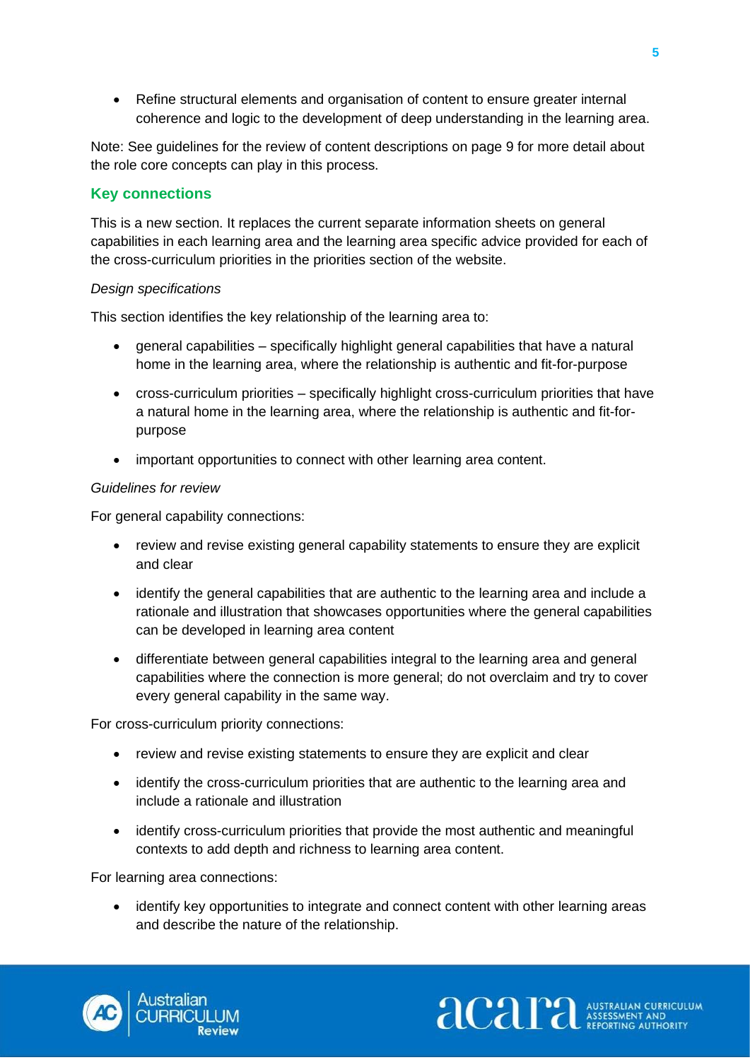- Refine structural elements and organisation of content to ensure greater internal coherence and logic to the development of deep understanding in the learning area.

Note: See guidelines for the review of content descriptions on page 9 for more detail about the role core concepts can play in this process.

## Key connections

This is a new section. It replaces the current separate information sheets on general capabilities in each learning area and the learning area specific advice provided for each of the cross-curriculum priorities in the priorities section of the website.

*Design specifications*

This section identifies the key relationship of the learning area to:

- general capabilities – specifically highlight general capabilities that have a natural home in the learning area, where the relationship is authentic and fit-for-purpose
- cross-curriculum priorities – specifically highlight cross-curriculum priorities that have a natural home in the learning area, where the relationship is authentic and fit-for-purpose
- important opportunities to connect with other learning area content.

*Guidelines for review*

For general capability connections:

- review and revise existing general capability statements to ensure they are explicit and clear
- identify the general capabilities that are authentic to the learning area and include a rationale and illustration that showcases opportunities where the general capabilities can be developed in learning area content
- differentiate between general capabilities integral to the learning area and general capabilities where the connection is more general; do not overclaim and try to cover every general capability in the same way.

For cross-curriculum priority connections:

- review and revise existing statements to ensure they are explicit and clear
- identify the cross-curriculum priorities that are authentic to the learning area and include a rationale and illustration
- identify cross-curriculum priorities that provide the most authentic and meaningful contexts to add depth and richness to learning area content.

For learning area connections:

- identify key opportunities to integrate and connect content with other learning areas and describe the nature of the relationship.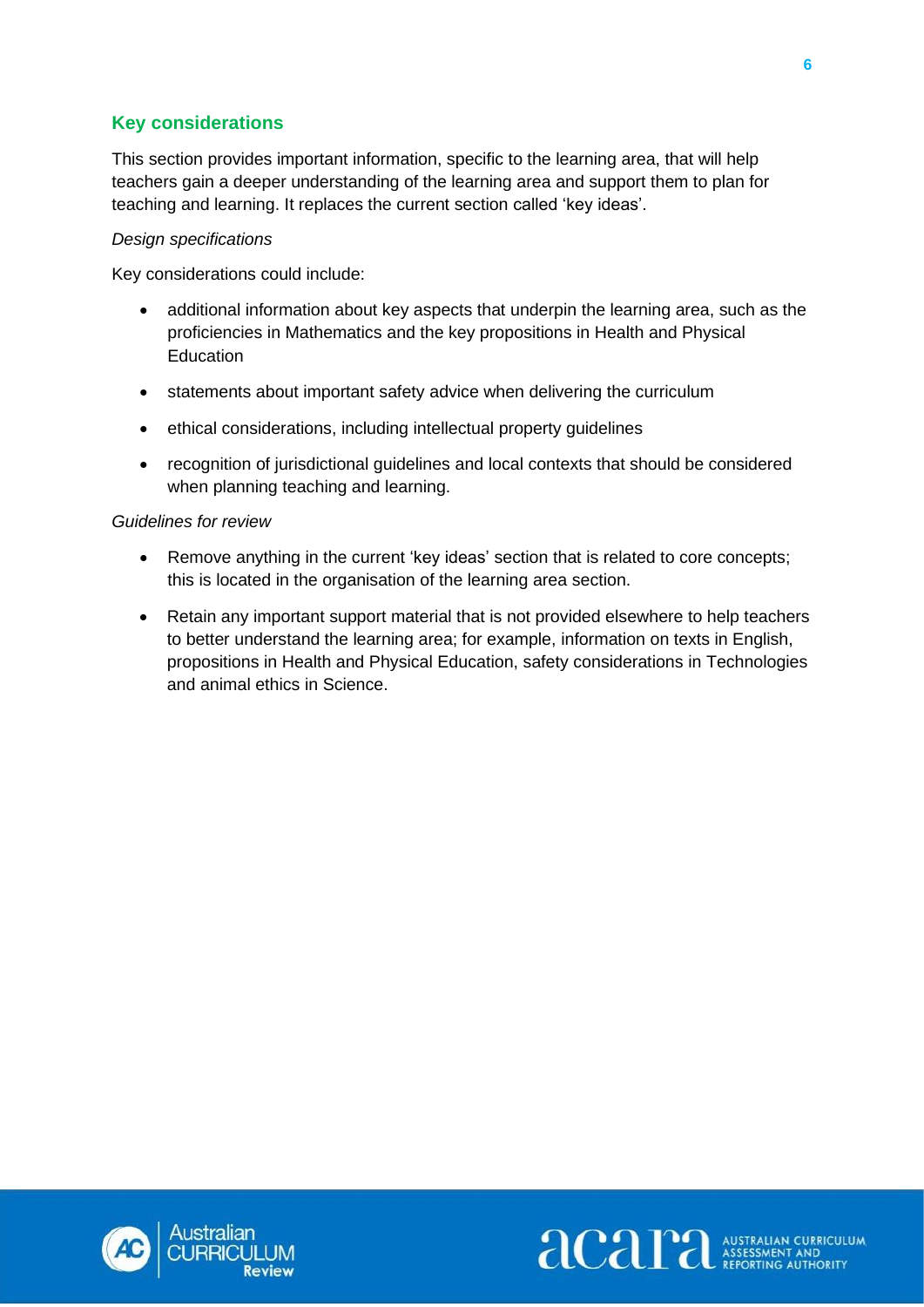## Key considerations

This section provides important information, specific to the learning area, that will help teachers gain a deeper understanding of the learning area and support them to plan for teaching and learning. It replaces the current section called 'key ideas'.

*Design specifications*

Key considerations could include:

- additional information about key aspects that underpin the learning area, such as the proficiencies in Mathematics and the key propositions in Health and Physical Education
- statements about important safety advice when delivering the curriculum
- ethical considerations, including intellectual property guidelines
- recognition of jurisdictional guidelines and local contexts that should be considered when planning teaching and learning.

*Guidelines for review*

- Remove anything in the current 'key ideas' section that is related to core concepts; this is located in the organisation of the learning area section.
- Retain any important support material that is not provided elsewhere to help teachers to better understand the learning area; for example, information on texts in English, propositions in Health and Physical Education, safety considerations in Technologies and animal ethics in Science.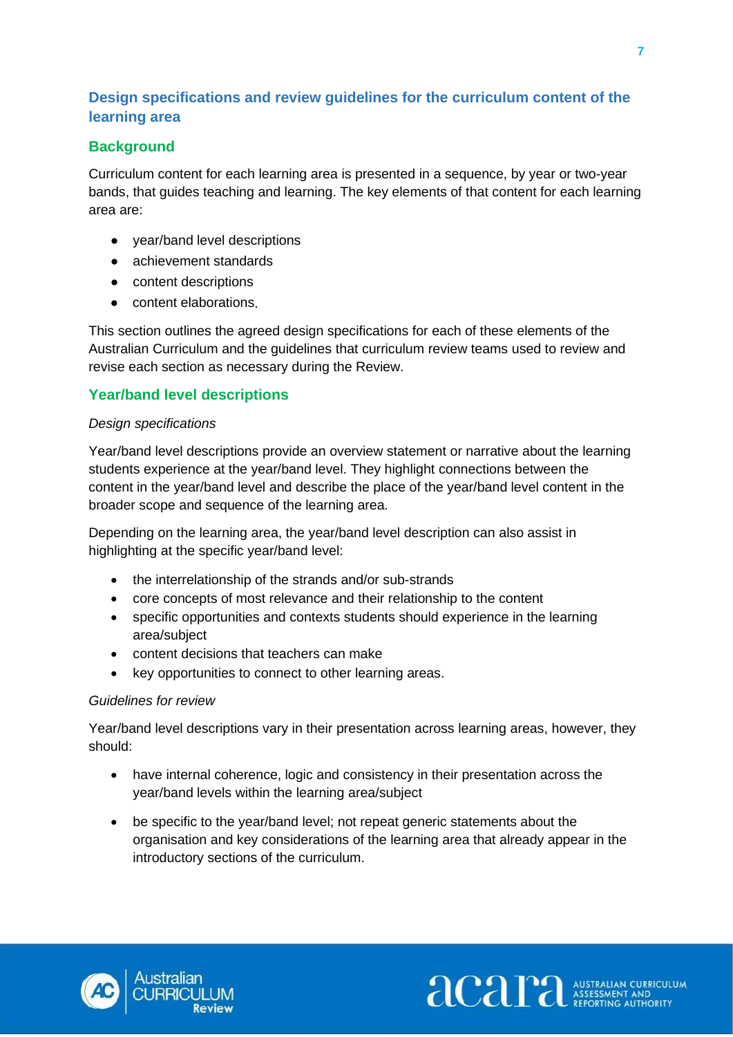## Design specifications and review guidelines for the curriculum content of the learning area

### Background

Curriculum content for each learning area is presented in a sequence, by year or two-year bands, that guides teaching and learning. The key elements of that content for each learning area are:

- year/band level descriptions
- achievement standards
- content descriptions
- content elaborations.

This section outlines the agreed design specifications for each of these elements of the Australian Curriculum and the guidelines that curriculum review teams used to review and revise each section as necessary during the Review.

### Year/band level descriptions

*Design specifications*

Year/band level descriptions provide an overview statement or narrative about the learning students experience at the year/band level. They highlight connections between the content in the year/band level and describe the place of the year/band level content in the broader scope and sequence of the learning area.

Depending on the learning area, the year/band level description can also assist in highlighting at the specific year/band level:

- the interrelationship of the strands and/or sub-strands
- core concepts of most relevance and their relationship to the content
- specific opportunities and contexts students should experience in the learning area/subject
- content decisions that teachers can make
- key opportunities to connect to other learning areas.

*Guidelines for review*

Year/band level descriptions vary in their presentation across learning areas, however, they should:

- have internal coherence, logic and consistency in their presentation across the year/band levels within the learning area/subject
- be specific to the year/band level; not repeat generic statements about the organisation and key considerations of the learning area that already appear in the introductory sections of the curriculum.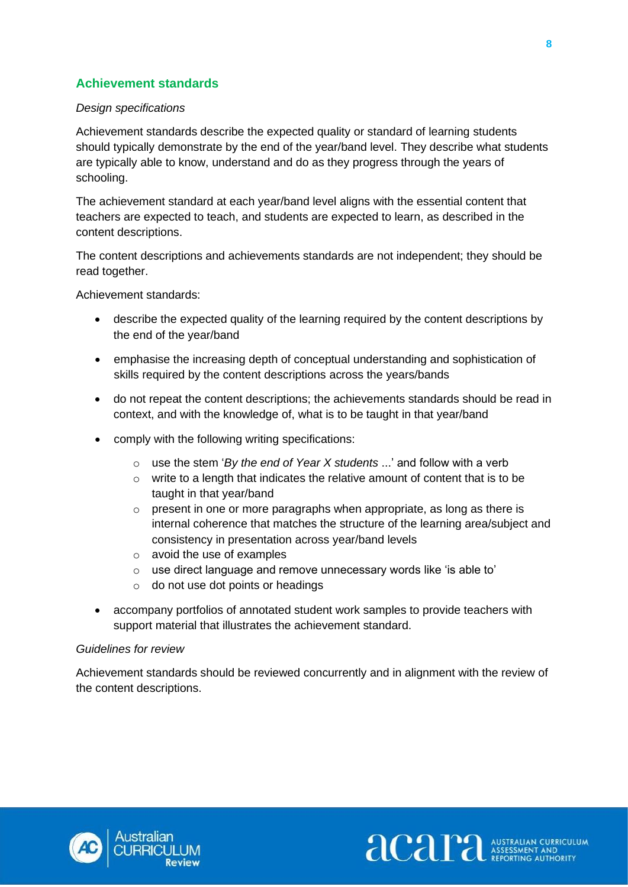## Achievement standards

*Design specifications*

Achievement standards describe the expected quality or standard of learning students should typically demonstrate by the end of the year/band level. They describe what students are typically able to know, understand and do as they progress through the years of schooling.

The achievement standard at each year/band level aligns with the essential content that teachers are expected to teach, and students are expected to learn, as described in the content descriptions.

The content descriptions and achievements standards are not independent; they should be read together.

Achievement standards:

- describe the expected quality of the learning required by the content descriptions by the end of the year/band
- emphasise the increasing depth of conceptual understanding and sophistication of skills required by the content descriptions across the years/bands
- do not repeat the content descriptions; the achievements standards should be read in context, and with the knowledge of, what is to be taught in that year/band
- comply with the following writing specifications:
    - use the stem '*By the end of Year X students* ...' and follow with a verb
    - write to a length that indicates the relative amount of content that is to be taught in that year/band
    - present in one or more paragraphs when appropriate, as long as there is internal coherence that matches the structure of the learning area/subject and consistency in presentation across year/band levels
    - avoid the use of examples
    - use direct language and remove unnecessary words like 'is able to'
    - do not use dot points or headings
- accompany portfolios of annotated student work samples to provide teachers with support material that illustrates the achievement standard.

*Guidelines for review*

Achievement standards should be reviewed concurrently and in alignment with the review of the content descriptions.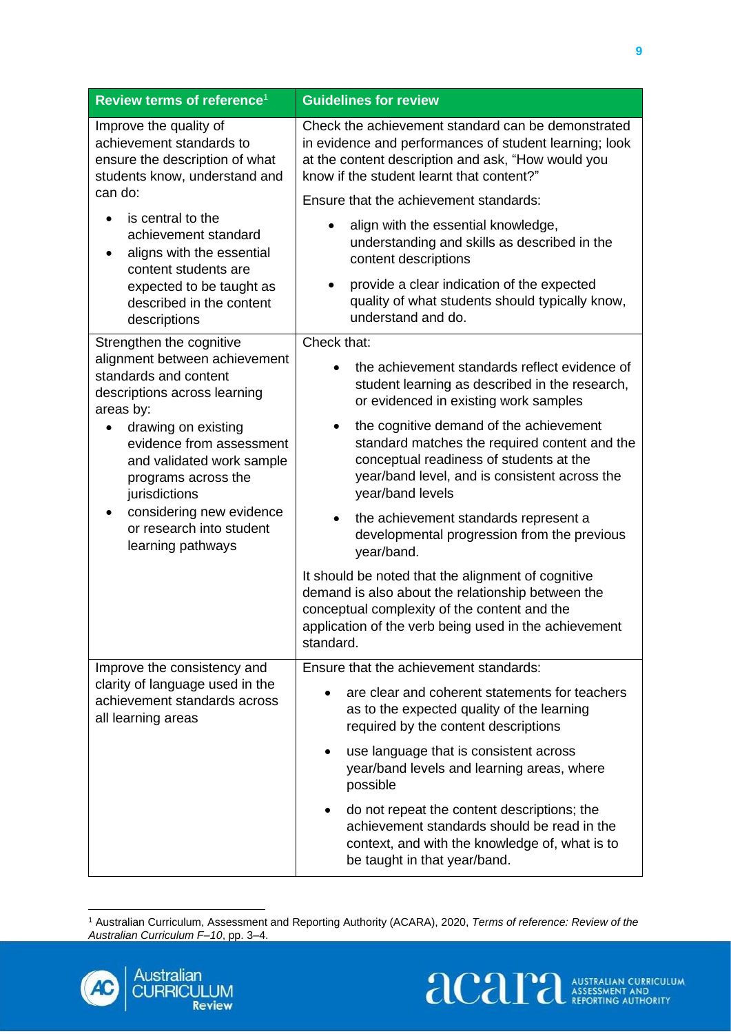| Review terms of reference[1] | Guidelines for review |
|---|---|
| Improve the quality of achievement standards to ensure the description of what students know, understand and can do:<br>• is central to the achievement standard<br>• aligns with the essential content students are expected to be taught as described in the content descriptions | Check the achievement standard can be demonstrated in evidence and performances of student learning; look at the content description and ask, "How would you know if the student learnt that content?"<br>Ensure that the achievement standards:<br>• align with the essential knowledge, understanding and skills as described in the content descriptions<br>• provide a clear indication of the expected quality of what students should typically know, understand and do. |
| Strengthen the cognitive alignment between achievement standards and content descriptions across learning areas by:<br>• drawing on existing evidence from assessment and validated work sample programs across the jurisdictions<br>• considering new evidence or research into student learning pathways | Check that:<br>• the achievement standards reflect evidence of student learning as described in the research, or evidenced in existing work samples<br>• the cognitive demand of the achievement standard matches the required content and the conceptual readiness of students at the year/band level, and is consistent across the year/band levels<br>• the achievement standards represent a developmental progression from the previous year/band.<br>It should be noted that the alignment of cognitive demand is also about the relationship between the conceptual complexity of the content and the application of the verb being used in the achievement standard. |
| Improve the consistency and clarity of language used in the achievement standards across all learning areas | Ensure that the achievement standards:<br>• are clear and coherent statements for teachers as to the expected quality of the learning required by the content descriptions<br>• use language that is consistent across year/band levels and learning areas, where possible<br>• do not repeat the content descriptions; the achievement standards should be read in the context, and with the knowledge of, what is to be taught in that year/band. |

[1] Australian Curriculum, Assessment and Reporting Authority (ACARA), 2020, *Terms of reference: Review of the Australian Curriculum F–10*, pp. 3–4.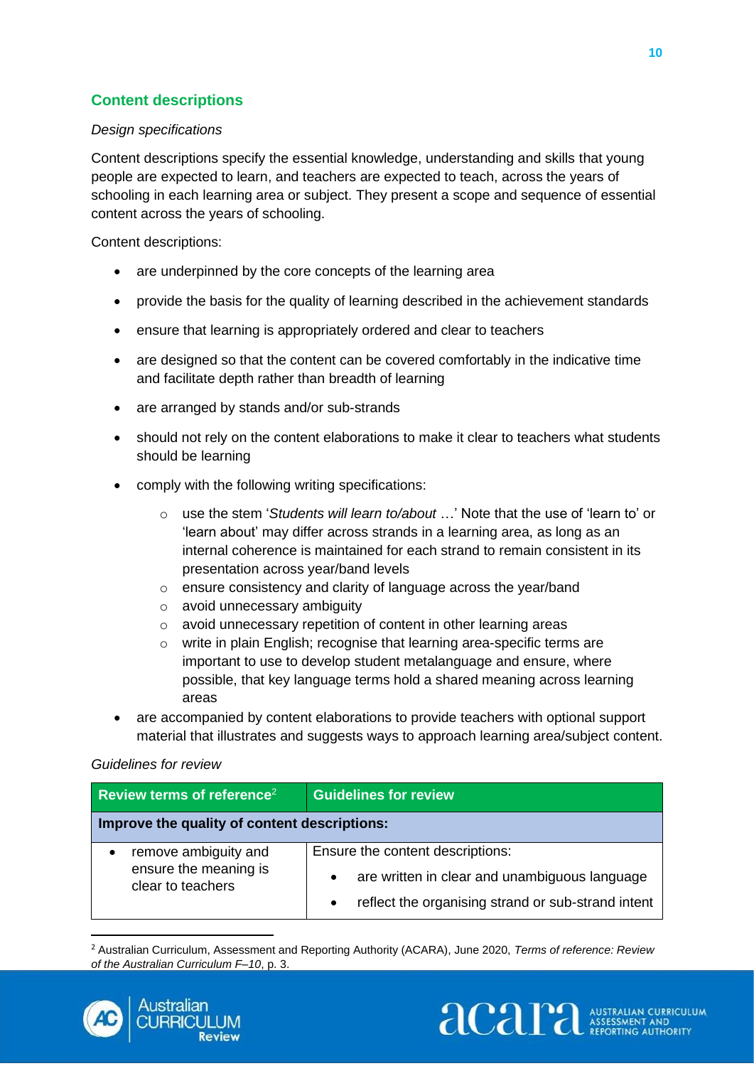## Content descriptions

*Design specifications*

Content descriptions specify the essential knowledge, understanding and skills that young people are expected to learn, and teachers are expected to teach, across the years of schooling in each learning area or subject. They present a scope and sequence of essential content across the years of schooling.

Content descriptions:

- are underpinned by the core concepts of the learning area
- provide the basis for the quality of learning described in the achievement standards
- ensure that learning is appropriately ordered and clear to teachers
- are designed so that the content can be covered comfortably in the indicative time and facilitate depth rather than breadth of learning
- are arranged by stands and/or sub-strands
- should not rely on the content elaborations to make it clear to teachers what students should be learning
- comply with the following writing specifications:
  - use the stem '*Students will learn to/about* …' Note that the use of 'learn to' or 'learn about' may differ across strands in a learning area, as long as an internal coherence is maintained for each strand to remain consistent in its presentation across year/band levels
  - ensure consistency and clarity of language across the year/band
  - avoid unnecessary ambiguity
  - avoid unnecessary repetition of content in other learning areas
  - write in plain English; recognise that learning area-specific terms are important to use to develop student metalanguage and ensure, where possible, that key language terms hold a shared meaning across learning areas
- are accompanied by content elaborations to provide teachers with optional support material that illustrates and suggests ways to approach learning area/subject content.

*Guidelines for review*

| Review terms of reference[2] | Guidelines for review |
|---|---|
| **Improve the quality of content descriptions:** | |
| • remove ambiguity and ensure the meaning is clear to teachers | Ensure the content descriptions:<br>• are written in clear and unambiguous language<br>• reflect the organising strand or sub-strand intent |

[2] Australian Curriculum, Assessment and Reporting Authority (ACARA), June 2020, *Terms of reference: Review of the Australian Curriculum F–10*, p. 3.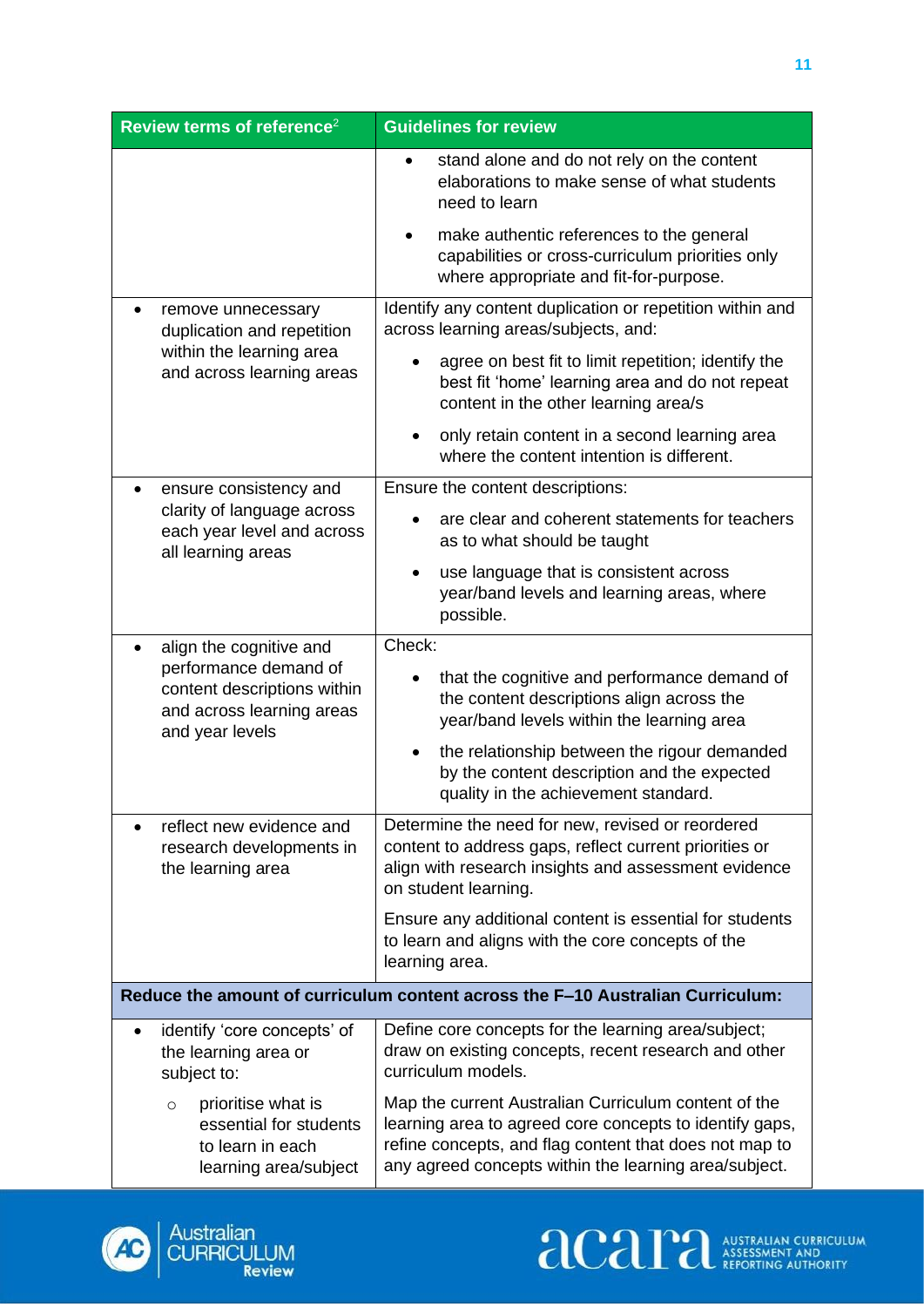| Review terms of reference[2] | Guidelines for review |
|---|---|
| | • stand alone and do not rely on the content elaborations to make sense of what students need to learn<br>• make authentic references to the general capabilities or cross-curriculum priorities only where appropriate and fit-for-purpose. |
| • remove unnecessary duplication and repetition within the learning area and across learning areas | Identify any content duplication or repetition within and across learning areas/subjects, and:<br>• agree on best fit to limit repetition; identify the best fit 'home' learning area and do not repeat content in the other learning area/s<br>• only retain content in a second learning area where the content intention is different. |
| • ensure consistency and clarity of language across each year level and across all learning areas | Ensure the content descriptions:<br>• are clear and coherent statements for teachers as to what should be taught<br>• use language that is consistent across year/band levels and learning areas, where possible. |
| • align the cognitive and performance demand of content descriptions within and across learning areas and year levels | Check:<br>• that the cognitive and performance demand of the content descriptions align across the year/band levels within the learning area<br>• the relationship between the rigour demanded by the content description and the expected quality in the achievement standard. |
| • reflect new evidence and research developments in the learning area | Determine the need for new, revised or reordered content to address gaps, reflect current priorities or align with research insights and assessment evidence on student learning.<br>Ensure any additional content is essential for students to learn and aligns with the core concepts of the learning area. |
| **Reduce the amount of curriculum content across the F–10 Australian Curriculum:** | |
| • identify 'core concepts' of the learning area or subject to:<br>○ prioritise what is essential for students to learn in each learning area/subject | Define core concepts for the learning area/subject; draw on existing concepts, recent research and other curriculum models.<br>Map the current Australian Curriculum content of the learning area to agreed core concepts to identify gaps, refine concepts, and flag content that does not map to any agreed concepts within the learning area/subject. |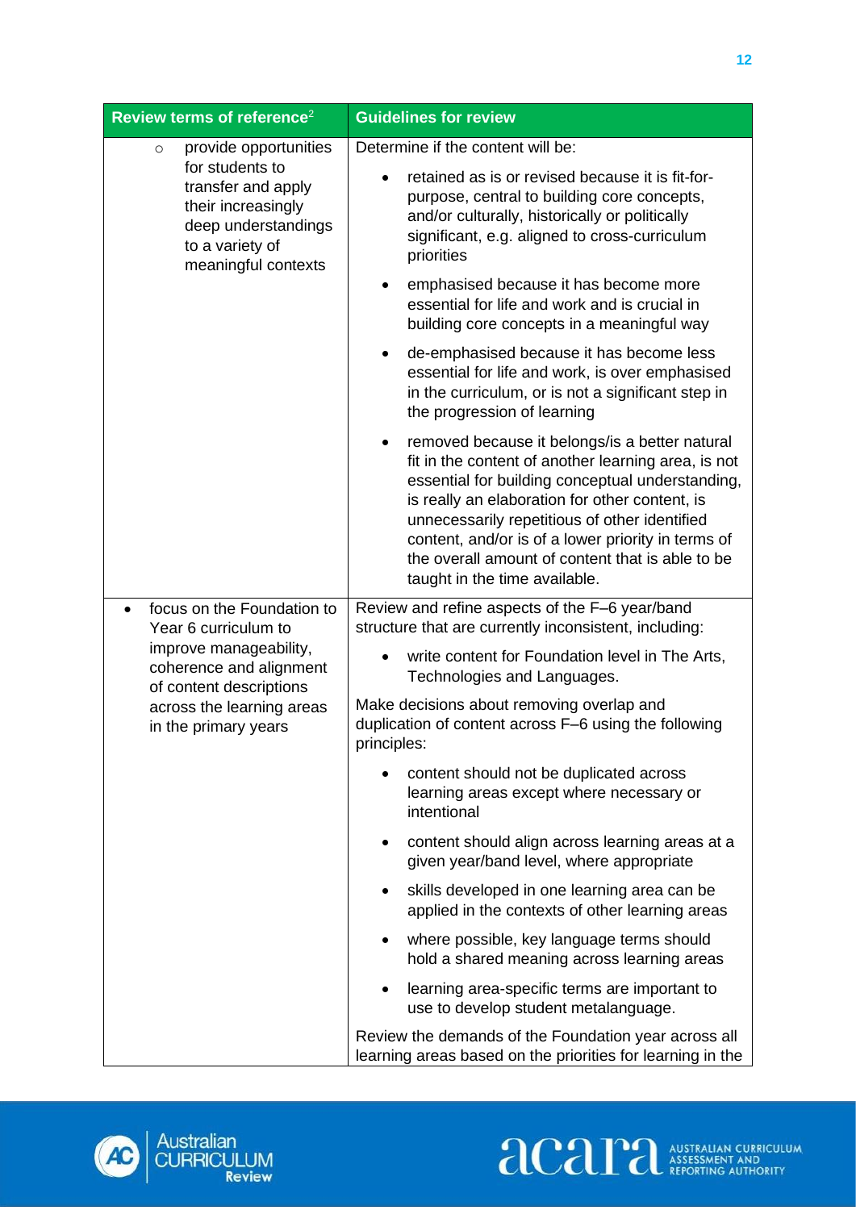| Review terms of reference[2] | Guidelines for review |
| --- | --- |
| ◦ provide opportunities for students to transfer and apply their increasingly deep understandings to a variety of meaningful contexts | Determine if the content will be:<br>• retained as is or revised because it is fit-for-purpose, central to building core concepts, and/or culturally, historically or politically significant, e.g. aligned to cross-curriculum priorities<br>• emphasised because it has become more essential for life and work and is crucial in building core concepts in a meaningful way<br>• de-emphasised because it has become less essential for life and work, is over emphasised in the curriculum, or is not a significant step in the progression of learning<br>• removed because it belongs/is a better natural fit in the content of another learning area, is not essential for building conceptual understanding, is really an elaboration for other content, is unnecessarily repetitious of other identified content, and/or is of a lower priority in terms of the overall amount of content that is able to be taught in the time available. |
| • focus on the Foundation to Year 6 curriculum to improve manageability, coherence and alignment of content descriptions across the learning areas in the primary years | Review and refine aspects of the F–6 year/band structure that are currently inconsistent, including:<br>• write content for Foundation level in The Arts, Technologies and Languages.<br>Make decisions about removing overlap and duplication of content across F–6 using the following principles:<br>• content should not be duplicated across learning areas except where necessary or intentional<br>• content should align across learning areas at a given year/band level, where appropriate<br>• skills developed in one learning area can be applied in the contexts of other learning areas<br>• where possible, key language terms should hold a shared meaning across learning areas<br>• learning area-specific terms are important to use to develop student metalanguage.<br>Review the demands of the Foundation year across all learning areas based on the priorities for learning in the |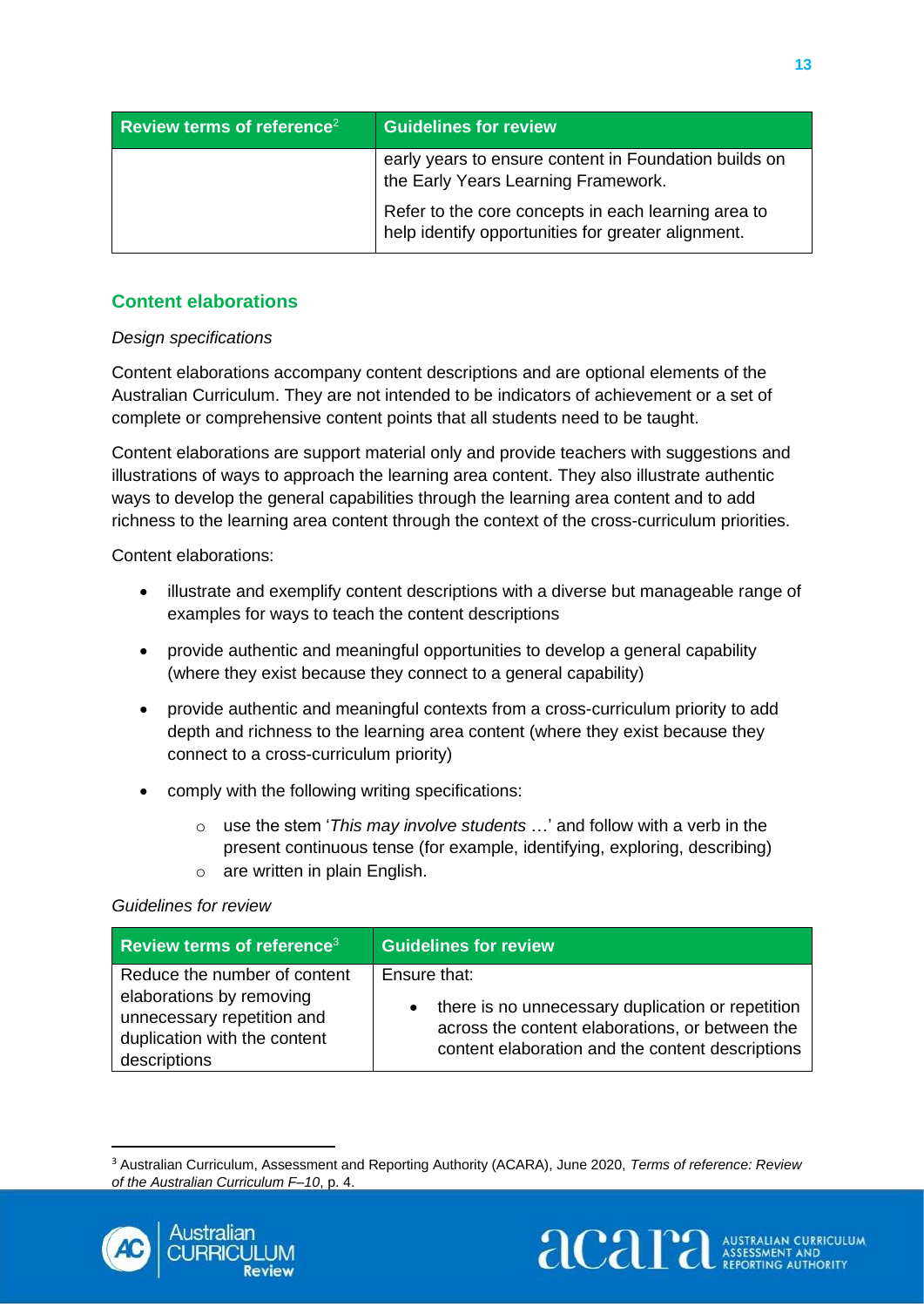| Review terms of reference[2] | Guidelines for review |
| --- | --- |
| | early years to ensure content in Foundation builds on the Early Years Learning Framework.<br><br>Refer to the core concepts in each learning area to help identify opportunities for greater alignment. |

## Content elaborations

*Design specifications*

Content elaborations accompany content descriptions and are optional elements of the Australian Curriculum. They are not intended to be indicators of achievement or a set of complete or comprehensive content points that all students need to be taught.

Content elaborations are support material only and provide teachers with suggestions and illustrations of ways to approach the learning area content. They also illustrate authentic ways to develop the general capabilities through the learning area content and to add richness to the learning area content through the context of the cross-curriculum priorities.

Content elaborations:

- illustrate and exemplify content descriptions with a diverse but manageable range of examples for ways to teach the content descriptions
- provide authentic and meaningful opportunities to develop a general capability (where they exist because they connect to a general capability)
- provide authentic and meaningful contexts from a cross-curriculum priority to add depth and richness to the learning area content (where they exist because they connect to a cross-curriculum priority)
- comply with the following writing specifications:
    - use the stem '*This may involve students* …' and follow with a verb in the present continuous tense (for example, identifying, exploring, describing)
    - are written in plain English.

*Guidelines for review*

| Review terms of reference[3] | Guidelines for review |
| --- | --- |
| Reduce the number of content elaborations by removing unnecessary repetition and duplication with the content descriptions | Ensure that:<br>• there is no unnecessary duplication or repetition across the content elaborations, or between the content elaboration and the content descriptions |

[3] Australian Curriculum, Assessment and Reporting Authority (ACARA), June 2020, *Terms of reference: Review of the Australian Curriculum F–10*, p. 4.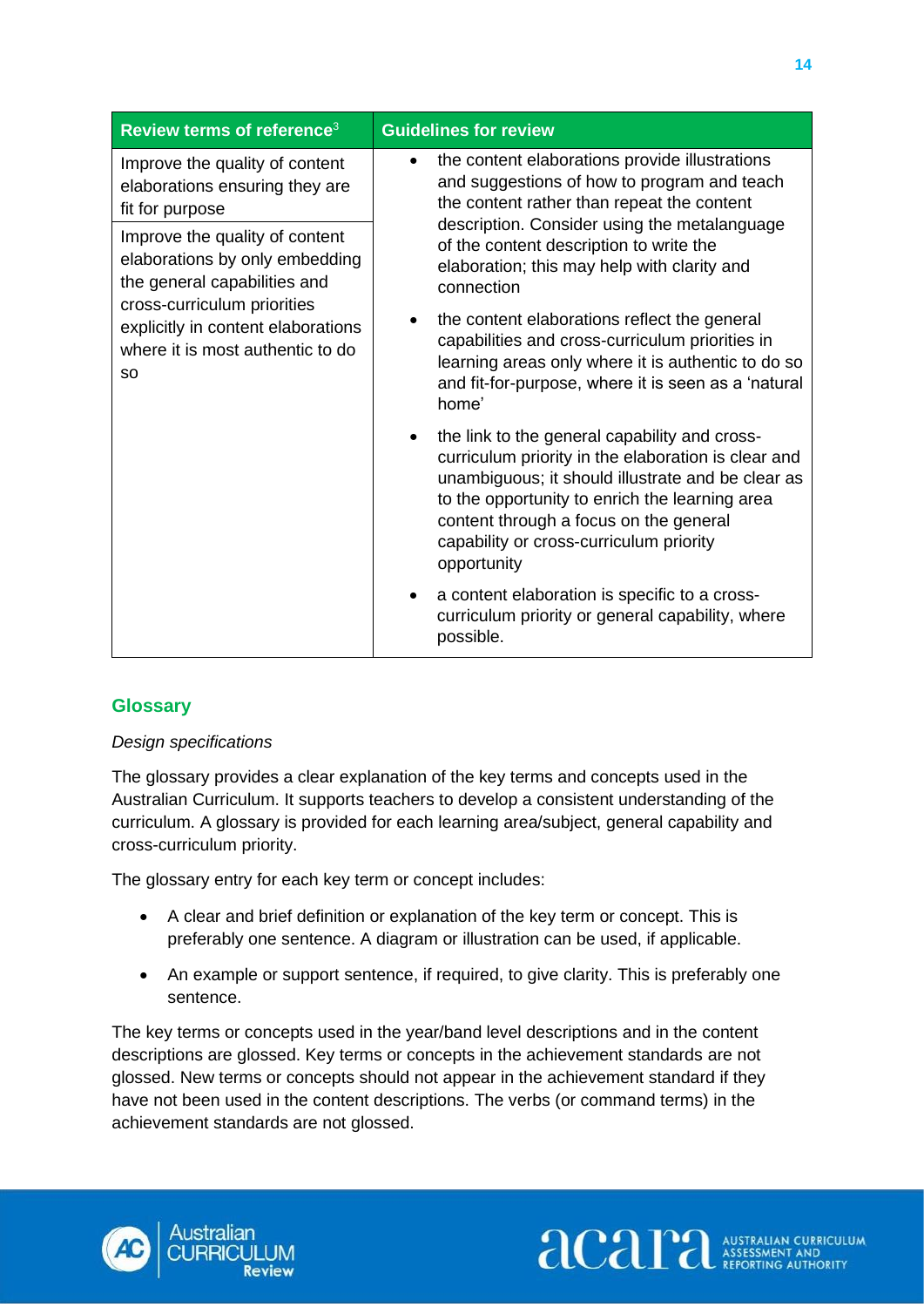| Review terms of reference[3] | Guidelines for review |
|---|---|
| Improve the quality of content elaborations ensuring they are fit for purpose<br><br>Improve the quality of content elaborations by only embedding the general capabilities and cross-curriculum priorities explicitly in content elaborations where it is most authentic to do so | • the content elaborations provide illustrations and suggestions of how to program and teach the content rather than repeat the content description. Consider using the metalanguage of the content description to write the elaboration; this may help with clarity and connection<br><br>• the content elaborations reflect the general capabilities and cross-curriculum priorities in learning areas only where it is authentic to do so and fit-for-purpose, where it is seen as a 'natural home'<br><br>• the link to the general capability and cross-curriculum priority in the elaboration is clear and unambiguous; it should illustrate and be clear as to the opportunity to enrich the learning area content through a focus on the general capability or cross-curriculum priority opportunity<br><br>• a content elaboration is specific to a cross-curriculum priority or general capability, where possible. |

## Glossary

*Design specifications*

The glossary provides a clear explanation of the key terms and concepts used in the Australian Curriculum. It supports teachers to develop a consistent understanding of the curriculum. A glossary is provided for each learning area/subject, general capability and cross-curriculum priority.

The glossary entry for each key term or concept includes:

- A clear and brief definition or explanation of the key term or concept. This is preferably one sentence. A diagram or illustration can be used, if applicable.
- An example or support sentence, if required, to give clarity. This is preferably one sentence.

The key terms or concepts used in the year/band level descriptions and in the content descriptions are glossed. Key terms or concepts in the achievement standards are not glossed. New terms or concepts should not appear in the achievement standard if they have not been used in the content descriptions. The verbs (or command terms) in the achievement standards are not glossed.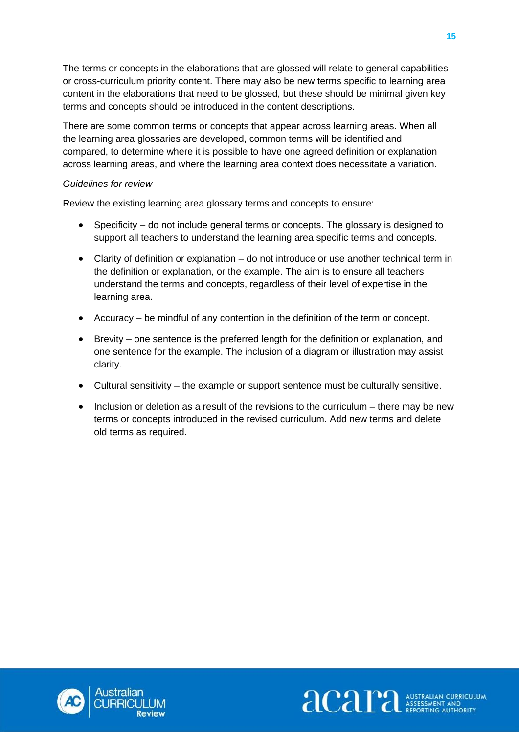The terms or concepts in the elaborations that are glossed will relate to general capabilities or cross-curriculum priority content. There may also be new terms specific to learning area content in the elaborations that need to be glossed, but these should be minimal given key terms and concepts should be introduced in the content descriptions.

There are some common terms or concepts that appear across learning areas. When all the learning area glossaries are developed, common terms will be identified and compared, to determine where it is possible to have one agreed definition or explanation across learning areas, and where the learning area context does necessitate a variation.

*Guidelines for review*

Review the existing learning area glossary terms and concepts to ensure:

- Specificity – do not include general terms or concepts. The glossary is designed to support all teachers to understand the learning area specific terms and concepts.
- Clarity of definition or explanation – do not introduce or use another technical term in the definition or explanation, or the example. The aim is to ensure all teachers understand the terms and concepts, regardless of their level of expertise in the learning area.
- Accuracy – be mindful of any contention in the definition of the term or concept.
- Brevity – one sentence is the preferred length for the definition or explanation, and one sentence for the example. The inclusion of a diagram or illustration may assist clarity.
- Cultural sensitivity – the example or support sentence must be culturally sensitive.
- Inclusion or deletion as a result of the revisions to the curriculum – there may be new terms or concepts introduced in the revised curriculum. Add new terms and delete old terms as required.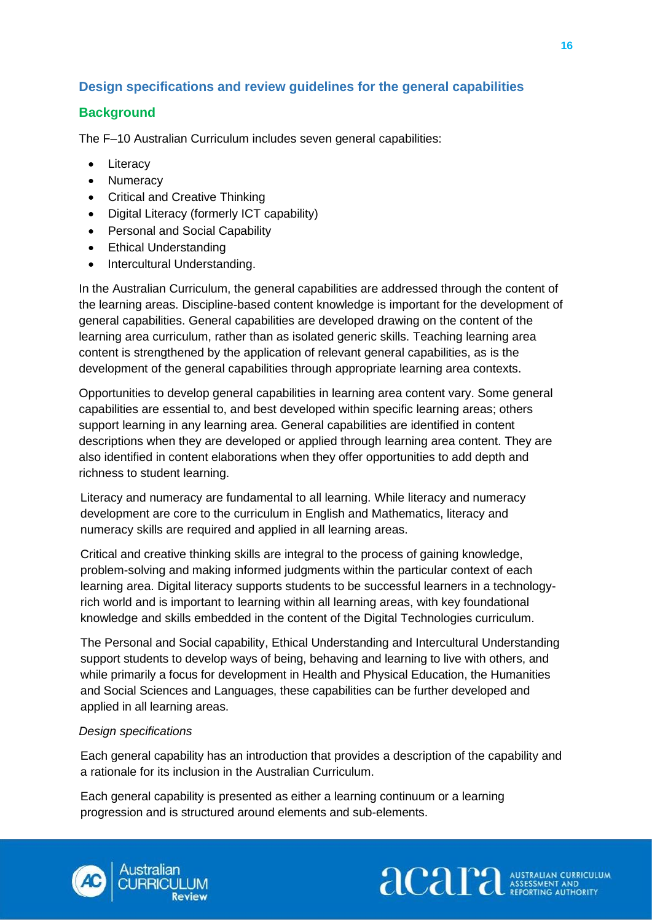## Design specifications and review guidelines for the general capabilities

### Background

The F–10 Australian Curriculum includes seven general capabilities:

- Literacy
- Numeracy
- Critical and Creative Thinking
- Digital Literacy (formerly ICT capability)
- Personal and Social Capability
- Ethical Understanding
- Intercultural Understanding.

In the Australian Curriculum, the general capabilities are addressed through the content of the learning areas. Discipline-based content knowledge is important for the development of general capabilities. General capabilities are developed drawing on the content of the learning area curriculum, rather than as isolated generic skills. Teaching learning area content is strengthened by the application of relevant general capabilities, as is the development of the general capabilities through appropriate learning area contexts.

Opportunities to develop general capabilities in learning area content vary. Some general capabilities are essential to, and best developed within specific learning areas; others support learning in any learning area. General capabilities are identified in content descriptions when they are developed or applied through learning area content. They are also identified in content elaborations when they offer opportunities to add depth and richness to student learning.

Literacy and numeracy are fundamental to all learning. While literacy and numeracy development are core to the curriculum in English and Mathematics, literacy and numeracy skills are required and applied in all learning areas.

Critical and creative thinking skills are integral to the process of gaining knowledge, problem-solving and making informed judgments within the particular context of each learning area. Digital literacy supports students to be successful learners in a technology-rich world and is important to learning within all learning areas, with key foundational knowledge and skills embedded in the content of the Digital Technologies curriculum.

The Personal and Social capability, Ethical Understanding and Intercultural Understanding support students to develop ways of being, behaving and learning to live with others, and while primarily a focus for development in Health and Physical Education, the Humanities and Social Sciences and Languages, these capabilities can be further developed and applied in all learning areas.

*Design specifications*

Each general capability has an introduction that provides a description of the capability and a rationale for its inclusion in the Australian Curriculum.

Each general capability is presented as either a learning continuum or a learning progression and is structured around elements and sub-elements.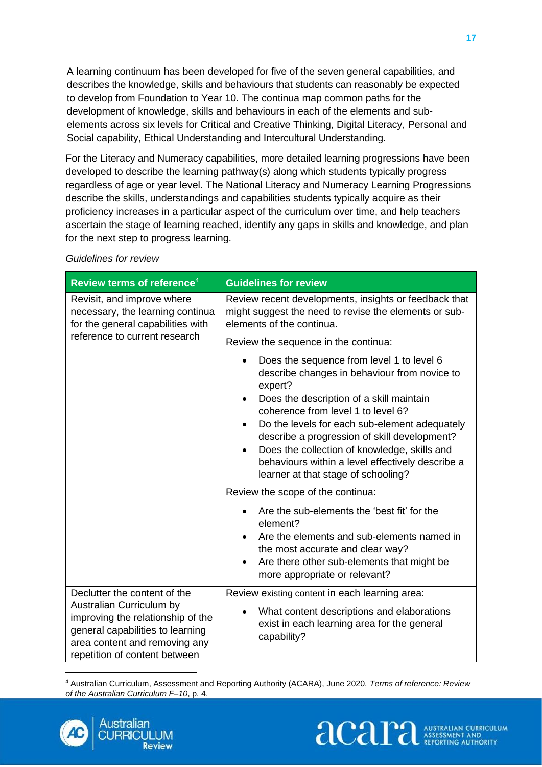A learning continuum has been developed for five of the seven general capabilities, and describes the knowledge, skills and behaviours that students can reasonably be expected to develop from Foundation to Year 10. The continua map common paths for the development of knowledge, skills and behaviours in each of the elements and sub-elements across six levels for Critical and Creative Thinking, Digital Literacy, Personal and Social capability, Ethical Understanding and Intercultural Understanding.

For the Literacy and Numeracy capabilities, more detailed learning progressions have been developed to describe the learning pathway(s) along which students typically progress regardless of age or year level. The National Literacy and Numeracy Learning Progressions describe the skills, understandings and capabilities students typically acquire as their proficiency increases in a particular aspect of the curriculum over time, and help teachers ascertain the stage of learning reached, identify any gaps in skills and knowledge, and plan for the next step to progress learning.

*Guidelines for review*

| Review terms of reference[4] | Guidelines for review |
|---|---|
| Revisit, and improve where necessary, the learning continua for the general capabilities with reference to current research | Review recent developments, insights or feedback that might suggest the need to revise the elements or sub-elements of the continua.<br><br>Review the sequence in the continua:<br>• Does the sequence from level 1 to level 6 describe changes in behaviour from novice to expert?<br>• Does the description of a skill maintain coherence from level 1 to level 6?<br>• Do the levels for each sub-element adequately describe a progression of skill development?<br>• Does the collection of knowledge, skills and behaviours within a level effectively describe a learner at that stage of schooling?<br><br>Review the scope of the continua:<br>• Are the sub-elements the 'best fit' for the element?<br>• Are the elements and sub-elements named in the most accurate and clear way?<br>• Are there other sub-elements that might be more appropriate or relevant? |
| Declutter the content of the Australian Curriculum by improving the relationship of the general capabilities to learning area content and removing any repetition of content between | Review existing content in each learning area:<br>• What content descriptions and elaborations exist in each learning area for the general capability? |

[4] Australian Curriculum, Assessment and Reporting Authority (ACARA), June 2020, *Terms of reference: Review of the Australian Curriculum F–10*, p. 4.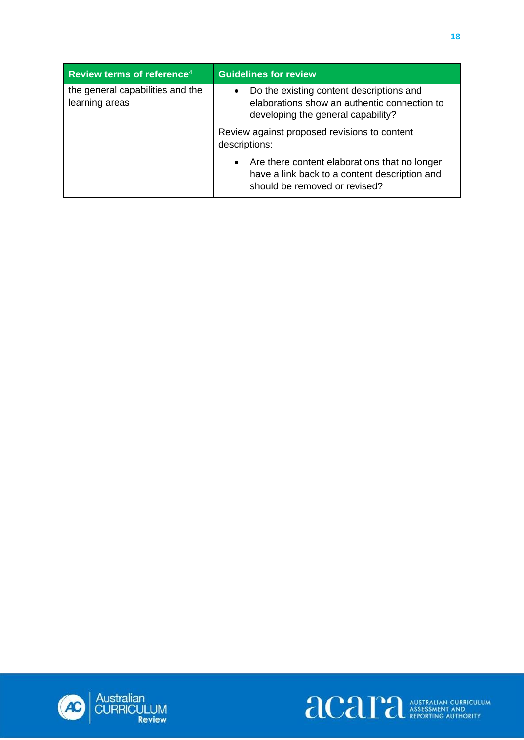| Review terms of reference[4] | Guidelines for review |
|---|---|
| the general capabilities and the learning areas | • Do the existing content descriptions and elaborations show an authentic connection to developing the general capability?<br><br>Review against proposed revisions to content descriptions:<br><br>• Are there content elaborations that no longer have a link back to a content description and should be removed or revised? |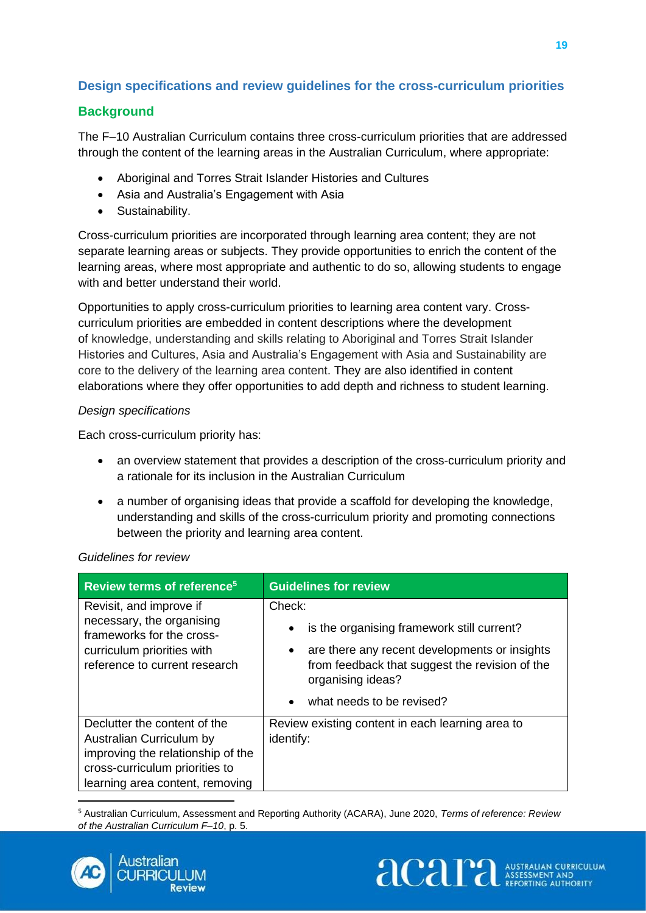## Design specifications and review guidelines for the cross-curriculum priorities

### Background

The F–10 Australian Curriculum contains three cross-curriculum priorities that are addressed through the content of the learning areas in the Australian Curriculum, where appropriate:

- Aboriginal and Torres Strait Islander Histories and Cultures
- Asia and Australia's Engagement with Asia
- Sustainability.

Cross-curriculum priorities are incorporated through learning area content; they are not separate learning areas or subjects. They provide opportunities to enrich the content of the learning areas, where most appropriate and authentic to do so, allowing students to engage with and better understand their world.

Opportunities to apply cross-curriculum priorities to learning area content vary. Cross-curriculum priorities are embedded in content descriptions where the development of knowledge, understanding and skills relating to Aboriginal and Torres Strait Islander Histories and Cultures, Asia and Australia's Engagement with Asia and Sustainability are core to the delivery of the learning area content. They are also identified in content elaborations where they offer opportunities to add depth and richness to student learning.

*Design specifications*

Each cross-curriculum priority has:

- an overview statement that provides a description of the cross-curriculum priority and a rationale for its inclusion in the Australian Curriculum
- a number of organising ideas that provide a scaffold for developing the knowledge, understanding and skills of the cross-curriculum priority and promoting connections between the priority and learning area content.

*Guidelines for review*

| Review terms of reference[5] | Guidelines for review |
|---|---|
| Revisit, and improve if necessary, the organising frameworks for the cross-curriculum priorities with reference to current research | Check:<br>• is the organising framework still current?<br>• are there any recent developments or insights from feedback that suggest the revision of the organising ideas?<br>• what needs to be revised? |
| Declutter the content of the Australian Curriculum by improving the relationship of the cross-curriculum priorities to learning area content, removing | Review existing content in each learning area to identify: |

[5] Australian Curriculum, Assessment and Reporting Authority (ACARA), June 2020, *Terms of reference: Review of the Australian Curriculum F–10*, p. 5.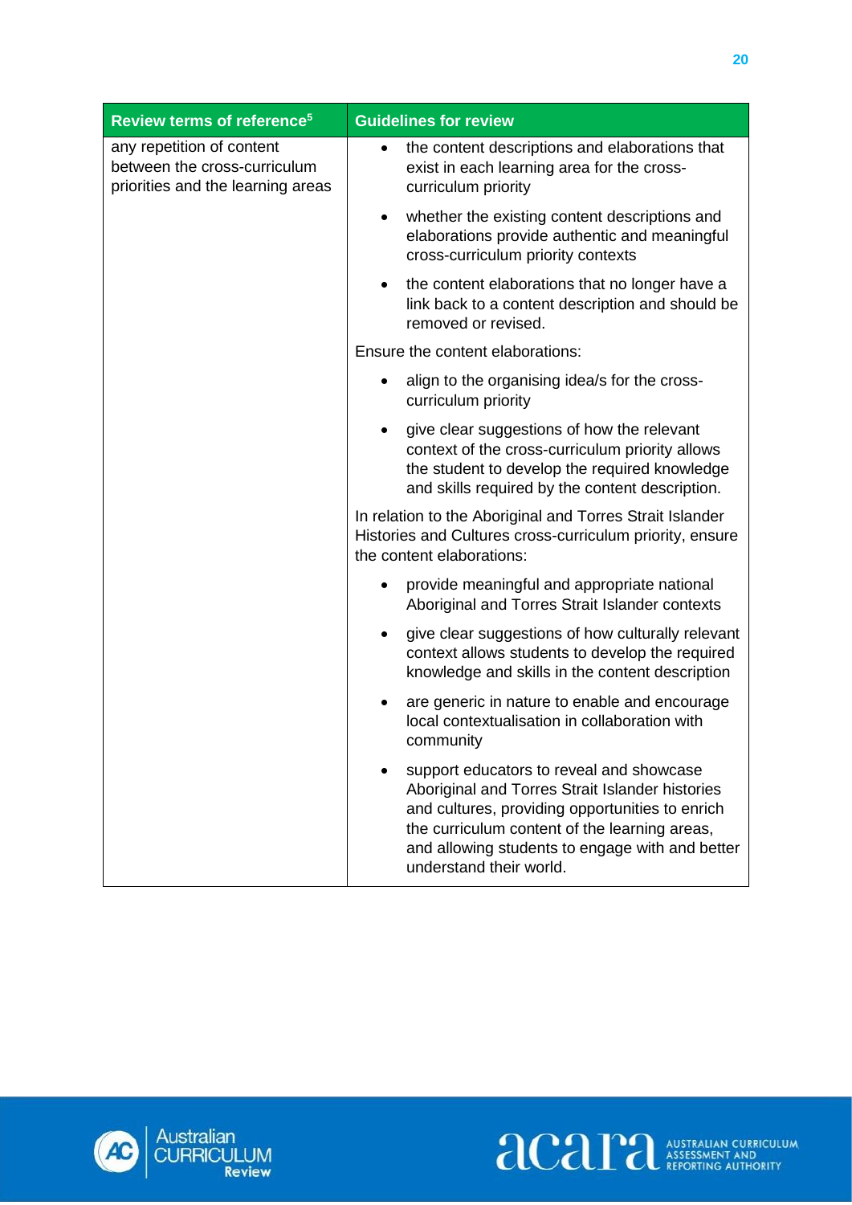| Review terms of reference[5] | Guidelines for review |
|---|---|
| any repetition of content between the cross-curriculum priorities and the learning areas | • the content descriptions and elaborations that exist in each learning area for the cross-curriculum priority<br>• whether the existing content descriptions and elaborations provide authentic and meaningful cross-curriculum priority contexts<br>• the content elaborations that no longer have a link back to a content description and should be removed or revised.<br><br>Ensure the content elaborations:<br>• align to the organising idea/s for the cross-curriculum priority<br>• give clear suggestions of how the relevant context of the cross-curriculum priority allows the student to develop the required knowledge and skills required by the content description.<br><br>In relation to the Aboriginal and Torres Strait Islander Histories and Cultures cross-curriculum priority, ensure the content elaborations:<br>• provide meaningful and appropriate national Aboriginal and Torres Strait Islander contexts<br>• give clear suggestions of how culturally relevant context allows students to develop the required knowledge and skills in the content description<br>• are generic in nature to enable and encourage local contextualisation in collaboration with community<br>• support educators to reveal and showcase Aboriginal and Torres Strait Islander histories and cultures, providing opportunities to enrich the curriculum content of the learning areas, and allowing students to engage with and better understand their world. |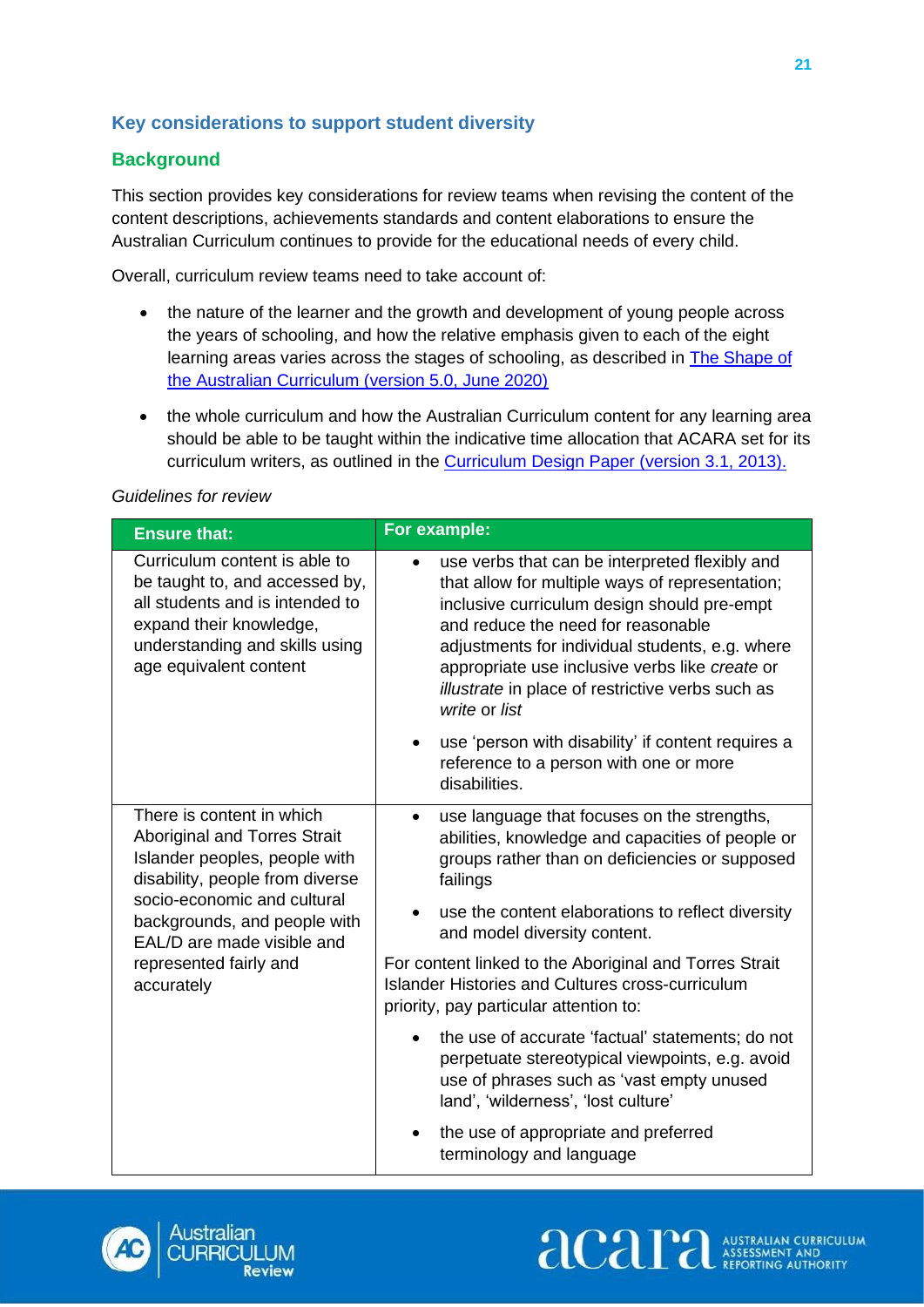## Key considerations to support student diversity

### Background

This section provides key considerations for review teams when revising the content of the content descriptions, achievements standards and content elaborations to ensure the Australian Curriculum continues to provide for the educational needs of every child.

Overall, curriculum review teams need to take account of:

- the nature of the learner and the growth and development of young people across the years of schooling, and how the relative emphasis given to each of the eight learning areas varies across the stages of schooling, as described in [The Shape of the Australian Curriculum (version 5.0, June 2020)]()
- the whole curriculum and how the Australian Curriculum content for any learning area should be able to be taught within the indicative time allocation that ACARA set for its curriculum writers, as outlined in the [Curriculum Design Paper (version 3.1, 2013).]()

*Guidelines for review*

| Ensure that: | For example: |
| --- | --- |
| Curriculum content is able to be taught to, and accessed by, all students and is intended to expand their knowledge, understanding and skills using age equivalent content | • use verbs that can be interpreted flexibly and that allow for multiple ways of representation; inclusive curriculum design should pre-empt and reduce the need for reasonable adjustments for individual students, e.g. where appropriate use inclusive verbs like *create* or *illustrate* in place of restrictive verbs such as *write* or *list*<br>• use 'person with disability' if content requires a reference to a person with one or more disabilities. |
| There is content in which Aboriginal and Torres Strait Islander peoples, people with disability, people from diverse socio-economic and cultural backgrounds, and people with EAL/D are made visible and represented fairly and accurately | • use language that focuses on the strengths, abilities, knowledge and capacities of people or groups rather than on deficiencies or supposed failings<br>• use the content elaborations to reflect diversity and model diversity content.<br>For content linked to the Aboriginal and Torres Strait Islander Histories and Cultures cross-curriculum priority, pay particular attention to:<br>• the use of accurate 'factual' statements; do not perpetuate stereotypical viewpoints, e.g. avoid use of phrases such as 'vast empty unused land', 'wilderness', 'lost culture'<br>• the use of appropriate and preferred terminology and language |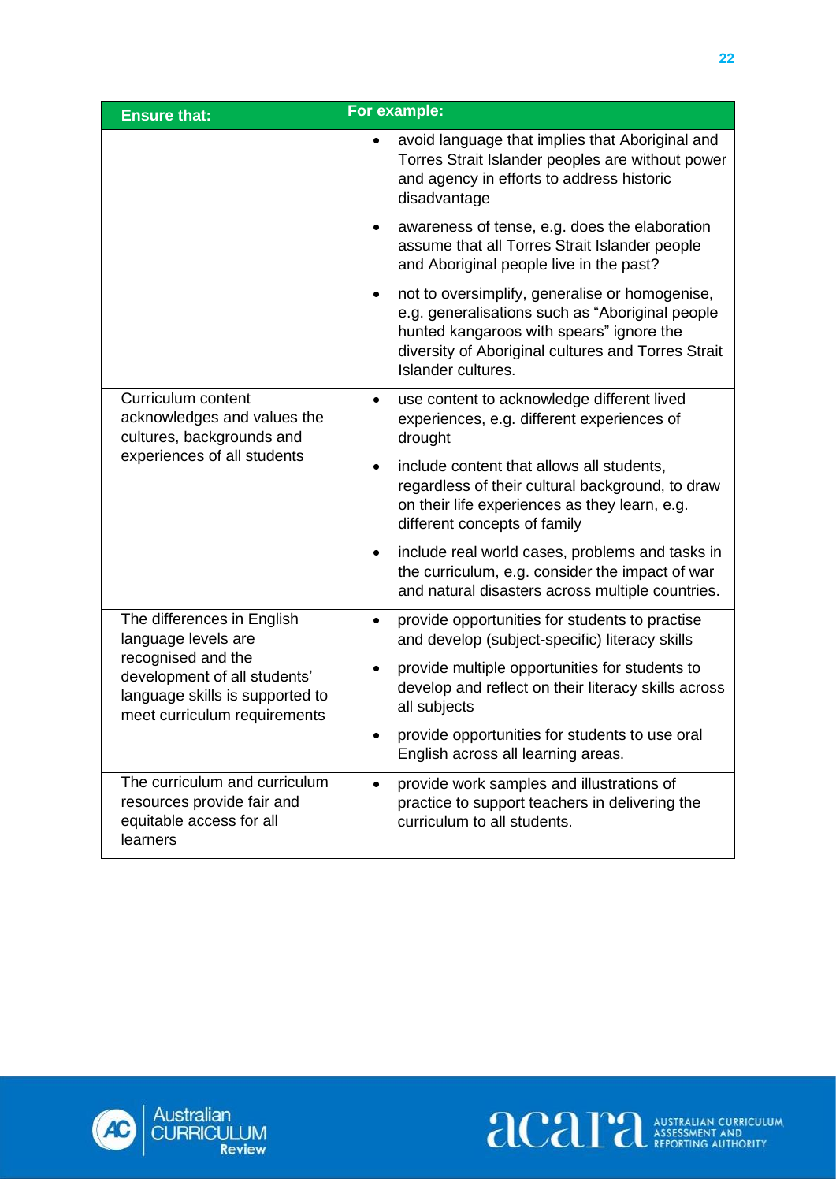| Ensure that: | For example: |
| --- | --- |
| | • avoid language that implies that Aboriginal and Torres Strait Islander peoples are without power and agency in efforts to address historic disadvantage<br>• awareness of tense, e.g. does the elaboration assume that all Torres Strait Islander people and Aboriginal people live in the past?<br>• not to oversimplify, generalise or homogenise, e.g. generalisations such as "Aboriginal people hunted kangaroos with spears" ignore the diversity of Aboriginal cultures and Torres Strait Islander cultures. |
| Curriculum content acknowledges and values the cultures, backgrounds and experiences of all students | • use content to acknowledge different lived experiences, e.g. different experiences of drought<br>• include content that allows all students, regardless of their cultural background, to draw on their life experiences as they learn, e.g. different concepts of family<br>• include real world cases, problems and tasks in the curriculum, e.g. consider the impact of war and natural disasters across multiple countries. |
| The differences in English language levels are recognised and the development of all students' language skills is supported to meet curriculum requirements | • provide opportunities for students to practise and develop (subject-specific) literacy skills<br>• provide multiple opportunities for students to develop and reflect on their literacy skills across all subjects<br>• provide opportunities for students to use oral English across all learning areas. |
| The curriculum and curriculum resources provide fair and equitable access for all learners | • provide work samples and illustrations of practice to support teachers in delivering the curriculum to all students. |